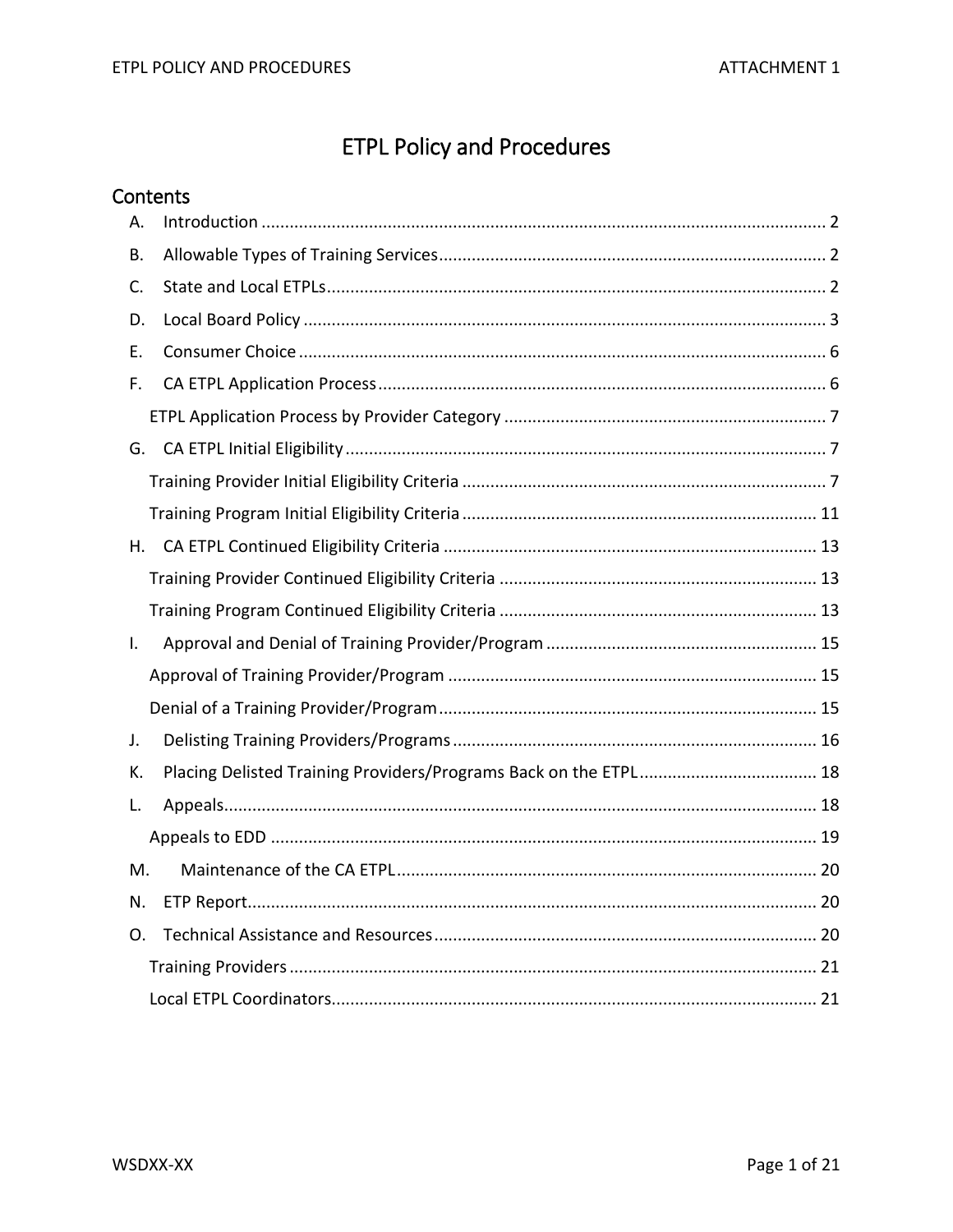# ETPL Policy and Procedures

## Contents

- A. Introduction ........ 2
- B. Allowable Types of Training Services ........ 2
- C. State and Local ETPLs ........ 2
- D. Local Board Policy ........ 3
- E. Consumer Choice ........ 6
- F. CA ETPL Application Process ........ 6
  - ETPL Application Process by Provider Category ........ 7
- G. CA ETPL Initial Eligibility ........ 7
  - Training Provider Initial Eligibility Criteria ........ 7
  - Training Program Initial Eligibility Criteria ........ 11
- H. CA ETPL Continued Eligibility Criteria ........ 13
  - Training Provider Continued Eligibility Criteria ........ 13
  - Training Program Continued Eligibility Criteria ........ 13
- I. Approval and Denial of Training Provider/Program ........ 15
  - Approval of Training Provider/Program ........ 15
  - Denial of a Training Provider/Program ........ 15
- J. Delisting Training Providers/Programs ........ 16
- K. Placing Delisted Training Providers/Programs Back on the ETPL ........ 18
- L. Appeals ........ 18
  - Appeals to EDD ........ 19
- M. Maintenance of the CA ETPL ........ 20
- N. ETP Report ........ 20
- O. Technical Assistance and Resources ........ 20
  - Training Providers ........ 21
  - Local ETPL Coordinators ........ 21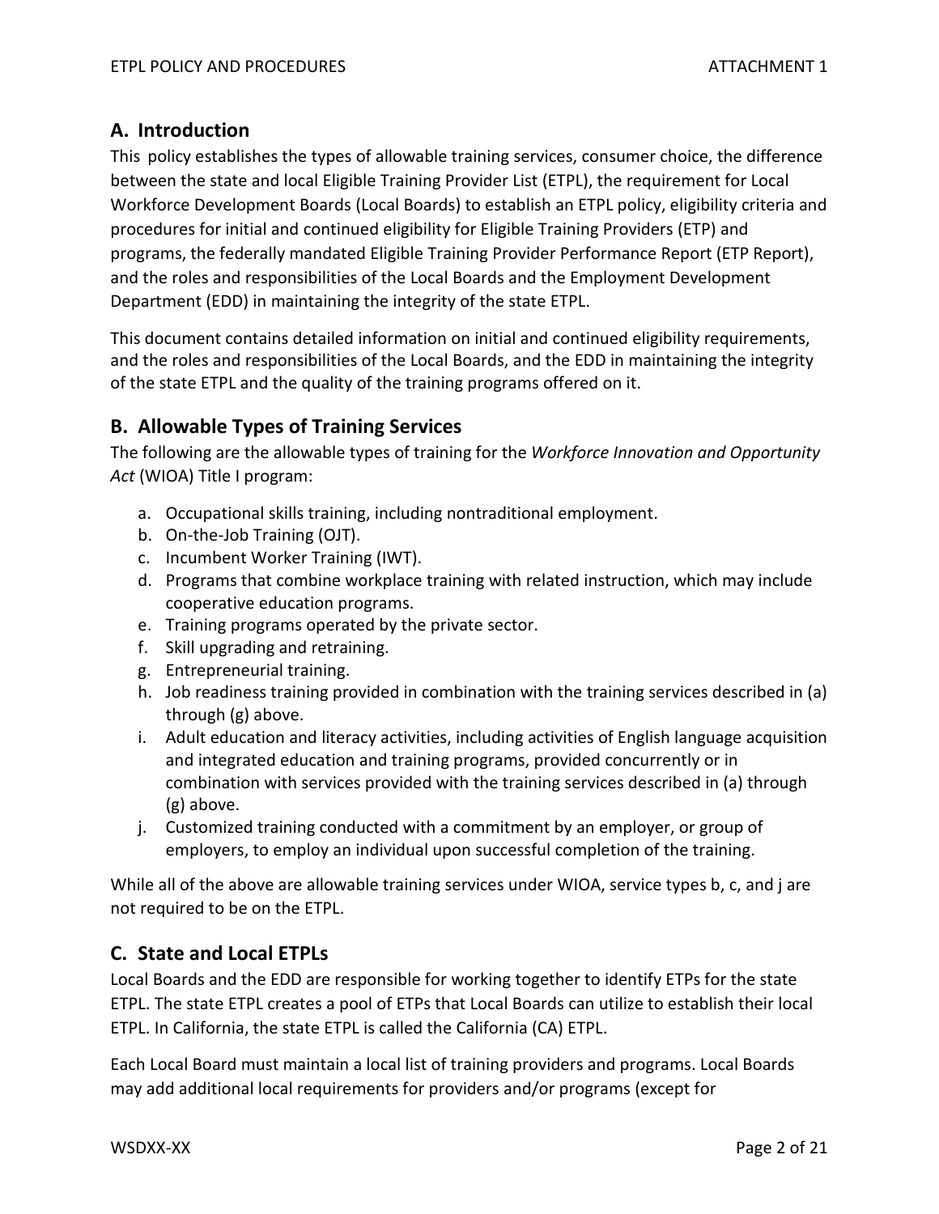## A. Introduction

This policy establishes the types of allowable training services, consumer choice, the difference between the state and local Eligible Training Provider List (ETPL), the requirement for Local Workforce Development Boards (Local Boards) to establish an ETPL policy, eligibility criteria and procedures for initial and continued eligibility for Eligible Training Providers (ETP) and programs, the federally mandated Eligible Training Provider Performance Report (ETP Report), and the roles and responsibilities of the Local Boards and the Employment Development Department (EDD) in maintaining the integrity of the state ETPL.

This document contains detailed information on initial and continued eligibility requirements, and the roles and responsibilities of the Local Boards, and the EDD in maintaining the integrity of the state ETPL and the quality of the training programs offered on it.

## B. Allowable Types of Training Services

The following are the allowable types of training for the *Workforce Innovation and Opportunity Act* (WIOA) Title I program:

a. Occupational skills training, including nontraditional employment.
b. On-the-Job Training (OJT).
c. Incumbent Worker Training (IWT).
d. Programs that combine workplace training with related instruction, which may include cooperative education programs.
e. Training programs operated by the private sector.
f. Skill upgrading and retraining.
g. Entrepreneurial training.
h. Job readiness training provided in combination with the training services described in (a) through (g) above.
i. Adult education and literacy activities, including activities of English language acquisition and integrated education and training programs, provided concurrently or in combination with services provided with the training services described in (a) through (g) above.
j. Customized training conducted with a commitment by an employer, or group of employers, to employ an individual upon successful completion of the training.

While all of the above are allowable training services under WIOA, service types b, c, and j are not required to be on the ETPL.

## C. State and Local ETPLs

Local Boards and the EDD are responsible for working together to identify ETPs for the state ETPL. The state ETPL creates a pool of ETPs that Local Boards can utilize to establish their local ETPL. In California, the state ETPL is called the California (CA) ETPL.

Each Local Board must maintain a local list of training providers and programs. Local Boards may add additional local requirements for providers and/or programs (except for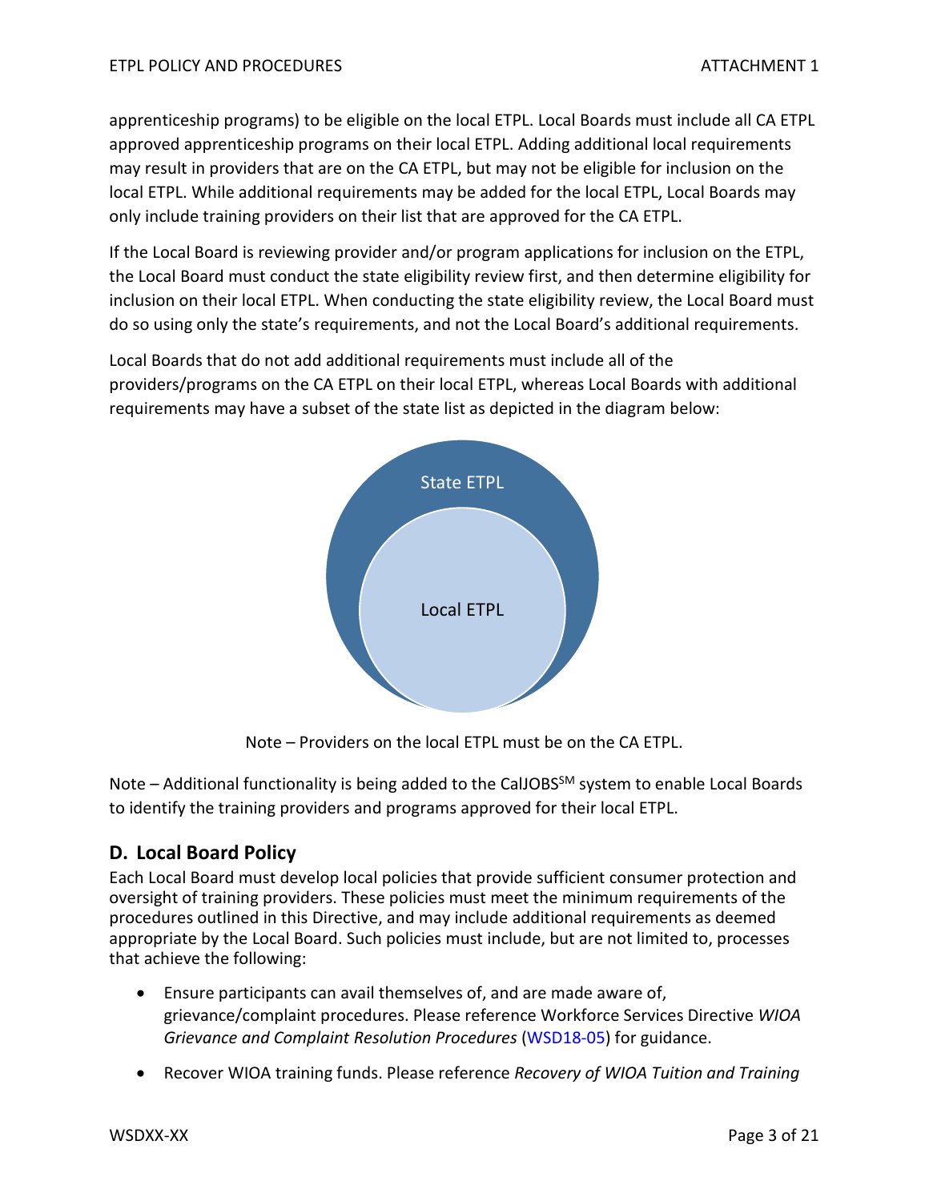apprenticeship programs) to be eligible on the local ETPL. Local Boards must include all CA ETPL approved apprenticeship programs on their local ETPL. Adding additional local requirements may result in providers that are on the CA ETPL, but may not be eligible for inclusion on the local ETPL. While additional requirements may be added for the local ETPL, Local Boards may only include training providers on their list that are approved for the CA ETPL.

If the Local Board is reviewing provider and/or program applications for inclusion on the ETPL, the Local Board must conduct the state eligibility review first, and then determine eligibility for inclusion on their local ETPL. When conducting the state eligibility review, the Local Board must do so using only the state's requirements, and not the Local Board's additional requirements.

Local Boards that do not add additional requirements must include all of the providers/programs on the CA ETPL on their local ETPL, whereas Local Boards with additional requirements may have a subset of the state list as depicted in the diagram below:

State ETPL

Local ETPL

Note – Providers on the local ETPL must be on the CA ETPL.

Note – Additional functionality is being added to the CalJOBS[SM] system to enable Local Boards to identify the training providers and programs approved for their local ETPL.

## D. Local Board Policy

Each Local Board must develop local policies that provide sufficient consumer protection and oversight of training providers. These policies must meet the minimum requirements of the procedures outlined in this Directive, and may include additional requirements as deemed appropriate by the Local Board. Such policies must include, but are not limited to, processes that achieve the following:

- Ensure participants can avail themselves of, and are made aware of, grievance/complaint procedures. Please reference Workforce Services Directive *WIOA Grievance and Complaint Resolution Procedures* (WSD18-05) for guidance.
- Recover WIOA training funds. Please reference *Recovery of WIOA Tuition and Training*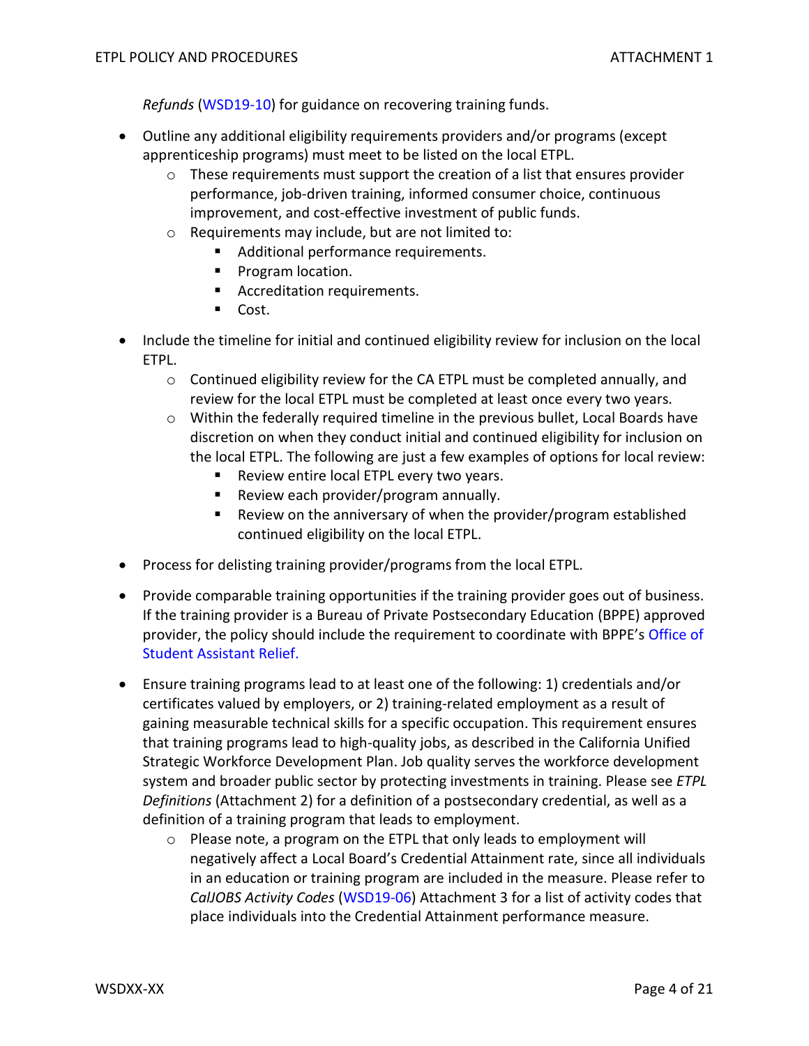*Refunds* (WSD19-10) for guidance on recovering training funds.

- Outline any additional eligibility requirements providers and/or programs (except apprenticeship programs) must meet to be listed on the local ETPL.
  - These requirements must support the creation of a list that ensures provider performance, job-driven training, informed consumer choice, continuous improvement, and cost-effective investment of public funds.
  - Requirements may include, but are not limited to:
    - Additional performance requirements.
    - Program location.
    - Accreditation requirements.
    - Cost.

- Include the timeline for initial and continued eligibility review for inclusion on the local ETPL.
  - Continued eligibility review for the CA ETPL must be completed annually, and review for the local ETPL must be completed at least once every two years.
  - Within the federally required timeline in the previous bullet, Local Boards have discretion on when they conduct initial and continued eligibility for inclusion on the local ETPL. The following are just a few examples of options for local review:
    - Review entire local ETPL every two years.
    - Review each provider/program annually.
    - Review on the anniversary of when the provider/program established continued eligibility on the local ETPL.

- Process for delisting training provider/programs from the local ETPL.

- Provide comparable training opportunities if the training provider goes out of business. If the training provider is a Bureau of Private Postsecondary Education (BPPE) approved provider, the policy should include the requirement to coordinate with BPPE's Office of Student Assistant Relief.

- Ensure training programs lead to at least one of the following: 1) credentials and/or certificates valued by employers, or 2) training-related employment as a result of gaining measurable technical skills for a specific occupation. This requirement ensures that training programs lead to high-quality jobs, as described in the California Unified Strategic Workforce Development Plan. Job quality serves the workforce development system and broader public sector by protecting investments in training. Please see *ETPL Definitions* (Attachment 2) for a definition of a postsecondary credential, as well as a definition of a training program that leads to employment.
  - Please note, a program on the ETPL that only leads to employment will negatively affect a Local Board's Credential Attainment rate, since all individuals in an education or training program are included in the measure. Please refer to *CalJOBS Activity Codes* (WSD19-06) Attachment 3 for a list of activity codes that place individuals into the Credential Attainment performance measure.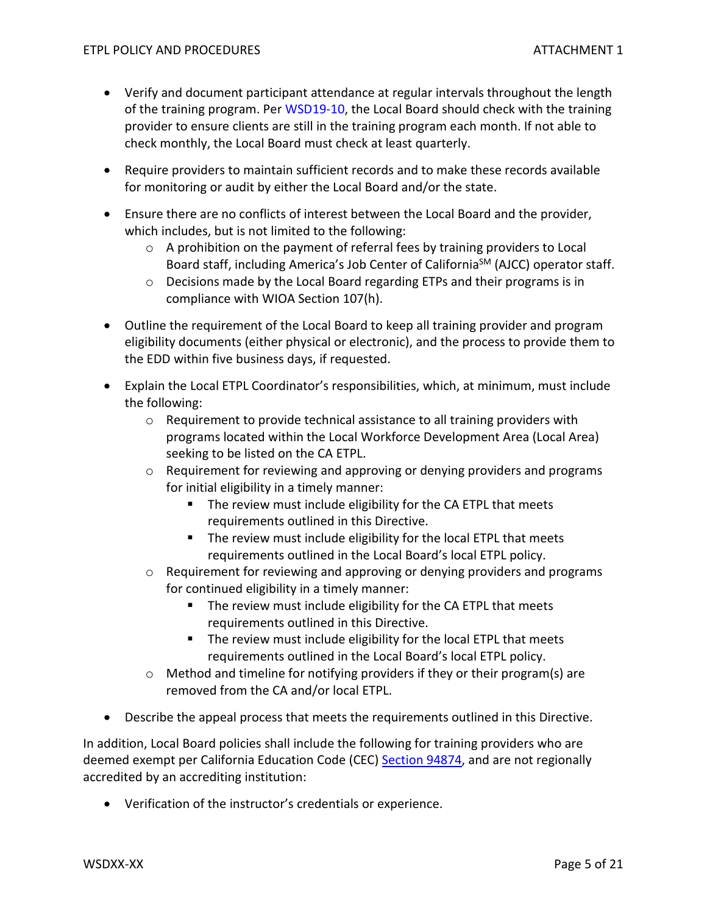- Verify and document participant attendance at regular intervals throughout the length of the training program. Per WSD19-10, the Local Board should check with the training provider to ensure clients are still in the training program each month. If not able to check monthly, the Local Board must check at least quarterly.
- Require providers to maintain sufficient records and to make these records available for monitoring or audit by either the Local Board and/or the state.
- Ensure there are no conflicts of interest between the Local Board and the provider, which includes, but is not limited to the following:
  - A prohibition on the payment of referral fees by training providers to Local Board staff, including America's Job Center of California[SM] (AJCC) operator staff.
  - Decisions made by the Local Board regarding ETPs and their programs is in compliance with WIOA Section 107(h).
- Outline the requirement of the Local Board to keep all training provider and program eligibility documents (either physical or electronic), and the process to provide them to the EDD within five business days, if requested.
- Explain the Local ETPL Coordinator's responsibilities, which, at minimum, must include the following:
  - Requirement to provide technical assistance to all training providers with programs located within the Local Workforce Development Area (Local Area) seeking to be listed on the CA ETPL.
  - Requirement for reviewing and approving or denying providers and programs for initial eligibility in a timely manner:
    - The review must include eligibility for the CA ETPL that meets requirements outlined in this Directive.
    - The review must include eligibility for the local ETPL that meets requirements outlined in the Local Board's local ETPL policy.
  - Requirement for reviewing and approving or denying providers and programs for continued eligibility in a timely manner:
    - The review must include eligibility for the CA ETPL that meets requirements outlined in this Directive.
    - The review must include eligibility for the local ETPL that meets requirements outlined in the Local Board's local ETPL policy.
  - Method and timeline for notifying providers if they or their program(s) are removed from the CA and/or local ETPL.
- Describe the appeal process that meets the requirements outlined in this Directive.

In addition, Local Board policies shall include the following for training providers who are deemed exempt per California Education Code (CEC) Section 94874, and are not regionally accredited by an accrediting institution:

- Verification of the instructor's credentials or experience.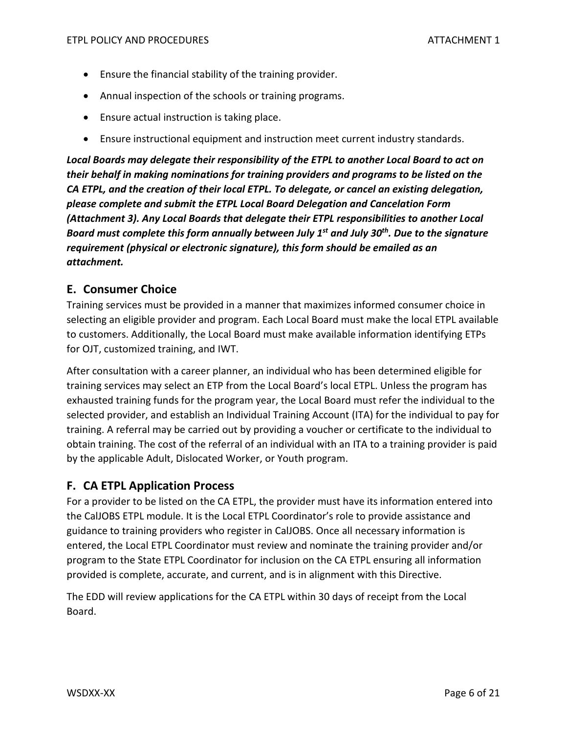- Ensure the financial stability of the training provider.
- Annual inspection of the schools or training programs.
- Ensure actual instruction is taking place.
- Ensure instructional equipment and instruction meet current industry standards.

***Local Boards may delegate their responsibility of the ETPL to another Local Board to act on their behalf in making nominations for training providers and programs to be listed on the CA ETPL, and the creation of their local ETPL. To delegate, or cancel an existing delegation, please complete and submit the ETPL Local Board Delegation and Cancelation Form (Attachment 3). Any Local Boards that delegate their ETPL responsibilities to another Local Board must complete this form annually between July 1st and July 30th. Due to the signature requirement (physical or electronic signature), this form should be emailed as an attachment.***

## E. Consumer Choice

Training services must be provided in a manner that maximizes informed consumer choice in selecting an eligible provider and program. Each Local Board must make the local ETPL available to customers. Additionally, the Local Board must make available information identifying ETPs for OJT, customized training, and IWT.

After consultation with a career planner, an individual who has been determined eligible for training services may select an ETP from the Local Board's local ETPL. Unless the program has exhausted training funds for the program year, the Local Board must refer the individual to the selected provider, and establish an Individual Training Account (ITA) for the individual to pay for training. A referral may be carried out by providing a voucher or certificate to the individual to obtain training. The cost of the referral of an individual with an ITA to a training provider is paid by the applicable Adult, Dislocated Worker, or Youth program.

## F. CA ETPL Application Process

For a provider to be listed on the CA ETPL, the provider must have its information entered into the CalJOBS ETPL module. It is the Local ETPL Coordinator's role to provide assistance and guidance to training providers who register in CalJOBS. Once all necessary information is entered, the Local ETPL Coordinator must review and nominate the training provider and/or program to the State ETPL Coordinator for inclusion on the CA ETPL ensuring all information provided is complete, accurate, and current, and is in alignment with this Directive.

The EDD will review applications for the CA ETPL within 30 days of receipt from the Local Board.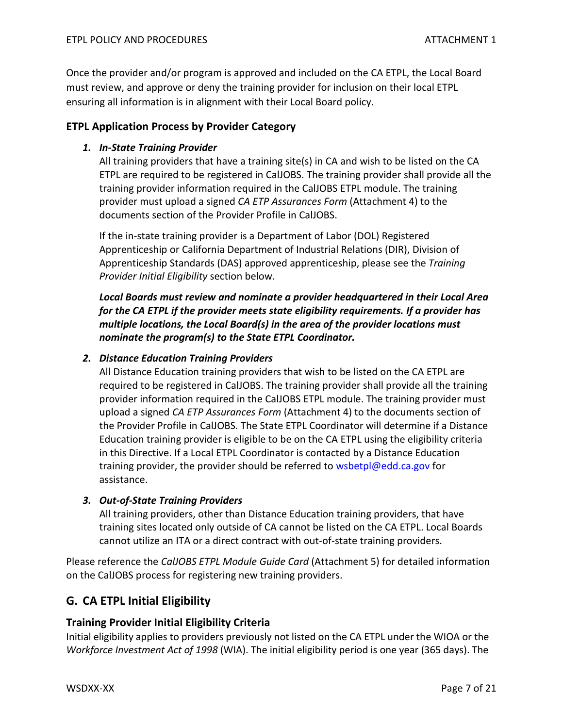Once the provider and/or program is approved and included on the CA ETPL, the Local Board must review, and approve or deny the training provider for inclusion on their local ETPL ensuring all information is in alignment with their Local Board policy.

### ETPL Application Process by Provider Category

1. ***In-State Training Provider***

   All training providers that have a training site(s) in CA and wish to be listed on the CA ETPL are required to be registered in CalJOBS. The training provider shall provide all the training provider information required in the CalJOBS ETPL module. The training provider must upload a signed *CA ETP Assurances Form* (Attachment 4) to the documents section of the Provider Profile in CalJOBS.

   If the in-state training provider is a Department of Labor (DOL) Registered Apprenticeship or California Department of Industrial Relations (DIR), Division of Apprenticeship Standards (DAS) approved apprenticeship, please see the *Training Provider Initial Eligibility* section below.

   ***Local Boards must review and nominate a provider headquartered in their Local Area for the CA ETPL if the provider meets state eligibility requirements. If a provider has multiple locations, the Local Board(s) in the area of the provider locations must nominate the program(s) to the State ETPL Coordinator.***

2. ***Distance Education Training Providers***

   All Distance Education training providers that wish to be listed on the CA ETPL are required to be registered in CalJOBS. The training provider shall provide all the training provider information required in the CalJOBS ETPL module. The training provider must upload a signed *CA ETP Assurances Form* (Attachment 4) to the documents section of the Provider Profile in CalJOBS. The State ETPL Coordinator will determine if a Distance Education training provider is eligible to be on the CA ETPL using the eligibility criteria in this Directive. If a Local ETPL Coordinator is contacted by a Distance Education training provider, the provider should be referred to wsbetpl@edd.ca.gov for assistance.

3. ***Out-of-State Training Providers***

   All training providers, other than Distance Education training providers, that have training sites located only outside of CA cannot be listed on the CA ETPL. Local Boards cannot utilize an ITA or a direct contract with out-of-state training providers.

Please reference the *CalJOBS ETPL Module Guide Card* (Attachment 5) for detailed information on the CalJOBS process for registering new training providers.

## G. CA ETPL Initial Eligibility

### Training Provider Initial Eligibility Criteria

Initial eligibility applies to providers previously not listed on the CA ETPL under the WIOA or the *Workforce Investment Act of 1998* (WIA). The initial eligibility period is one year (365 days). The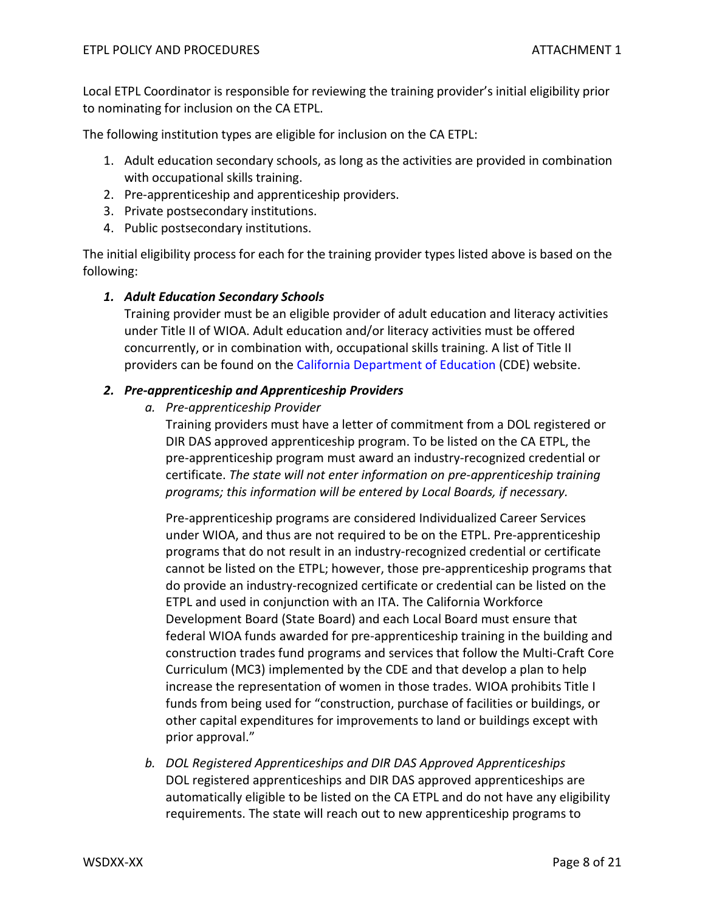Local ETPL Coordinator is responsible for reviewing the training provider's initial eligibility prior to nominating for inclusion on the CA ETPL.

The following institution types are eligible for inclusion on the CA ETPL:

1. Adult education secondary schools, as long as the activities are provided in combination with occupational skills training.
2. Pre-apprenticeship and apprenticeship providers.
3. Private postsecondary institutions.
4. Public postsecondary institutions.

The initial eligibility process for each for the training provider types listed above is based on the following:

1. ***Adult Education Secondary Schools***

   Training provider must be an eligible provider of adult education and literacy activities under Title II of WIOA. Adult education and/or literacy activities must be offered concurrently, or in combination with, occupational skills training. A list of Title II providers can be found on the California Department of Education (CDE) website.

2. ***Pre-apprenticeship and Apprenticeship Providers***

   a. *Pre-apprenticeship Provider*

      Training providers must have a letter of commitment from a DOL registered or DIR DAS approved apprenticeship program. To be listed on the CA ETPL, the pre-apprenticeship program must award an industry-recognized credential or certificate. *The state will not enter information on pre-apprenticeship training programs; this information will be entered by Local Boards, if necessary.*

      Pre-apprenticeship programs are considered Individualized Career Services under WIOA, and thus are not required to be on the ETPL. Pre-apprenticeship programs that do not result in an industry-recognized credential or certificate cannot be listed on the ETPL; however, those pre-apprenticeship programs that do provide an industry-recognized certificate or credential can be listed on the ETPL and used in conjunction with an ITA. The California Workforce Development Board (State Board) and each Local Board must ensure that federal WIOA funds awarded for pre-apprenticeship training in the building and construction trades fund programs and services that follow the Multi-Craft Core Curriculum (MC3) implemented by the CDE and that develop a plan to help increase the representation of women in those trades. WIOA prohibits Title I funds from being used for "construction, purchase of facilities or buildings, or other capital expenditures for improvements to land or buildings except with prior approval."

   b. *DOL Registered Apprenticeships and DIR DAS Approved Apprenticeships*

      DOL registered apprenticeships and DIR DAS approved apprenticeships are automatically eligible to be listed on the CA ETPL and do not have any eligibility requirements. The state will reach out to new apprenticeship programs to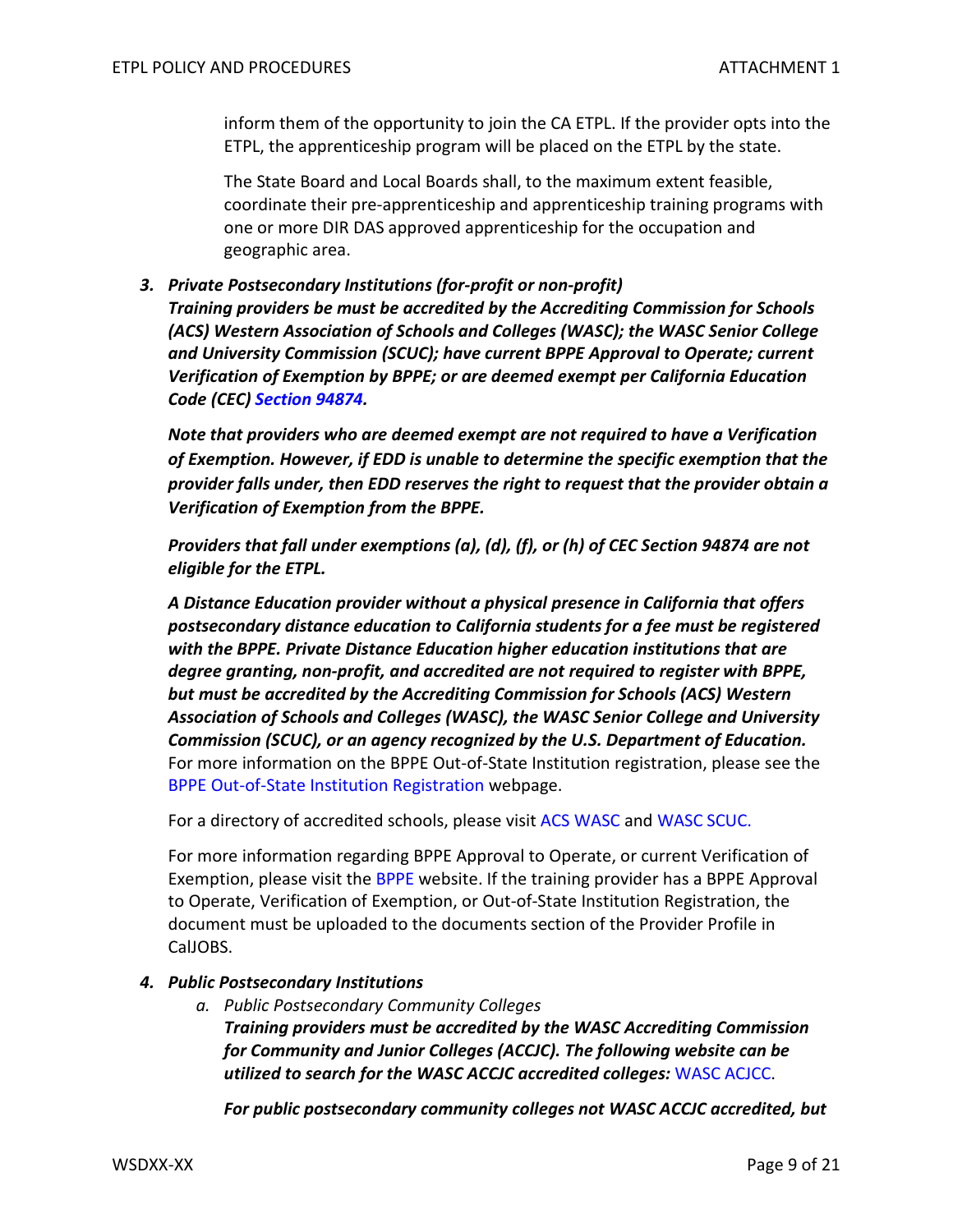inform them of the opportunity to join the CA ETPL. If the provider opts into the ETPL, the apprenticeship program will be placed on the ETPL by the state.

The State Board and Local Boards shall, to the maximum extent feasible, coordinate their pre-apprenticeship and apprenticeship training programs with one or more DIR DAS approved apprenticeship for the occupation and geographic area.

3. ***Private Postsecondary Institutions (for-profit or non-profit)***
   ***Training providers be must be accredited by the Accrediting Commission for Schools (ACS) Western Association of Schools and Colleges (WASC); the WASC Senior College and University Commission (SCUC); have current BPPE Approval to Operate; current Verification of Exemption by BPPE; or are deemed exempt per California Education Code (CEC) Section 94874.***

   ***Note that providers who are deemed exempt are not required to have a Verification of Exemption. However, if EDD is unable to determine the specific exemption that the provider falls under, then EDD reserves the right to request that the provider obtain a Verification of Exemption from the BPPE.***

   ***Providers that fall under exemptions (a), (d), (f), or (h) of CEC Section 94874 are not eligible for the ETPL.***

   ***A Distance Education provider without a physical presence in California that offers postsecondary distance education to California students for a fee must be registered with the BPPE. Private Distance Education higher education institutions that are degree granting, non-profit, and accredited are not required to register with BPPE, but must be accredited by the Accrediting Commission for Schools (ACS) Western Association of Schools and Colleges (WASC), the WASC Senior College and University Commission (SCUC), or an agency recognized by the U.S. Department of Education.*** For more information on the BPPE Out-of-State Institution registration, please see the BPPE Out-of-State Institution Registration webpage.

   For a directory of accredited schools, please visit ACS WASC and WASC SCUC.

   For more information regarding BPPE Approval to Operate, or current Verification of Exemption, please visit the BPPE website. If the training provider has a BPPE Approval to Operate, Verification of Exemption, or Out-of-State Institution Registration, the document must be uploaded to the documents section of the Provider Profile in CalJOBS.

4. ***Public Postsecondary Institutions***
   a. *Public Postsecondary Community Colleges*
      ***Training providers must be accredited by the WASC Accrediting Commission for Community and Junior Colleges (ACCJC). The following website can be utilized to search for the WASC ACCJC accredited colleges:*** WASC ACJCC.

      ***For public postsecondary community colleges not WASC ACCJC accredited, but***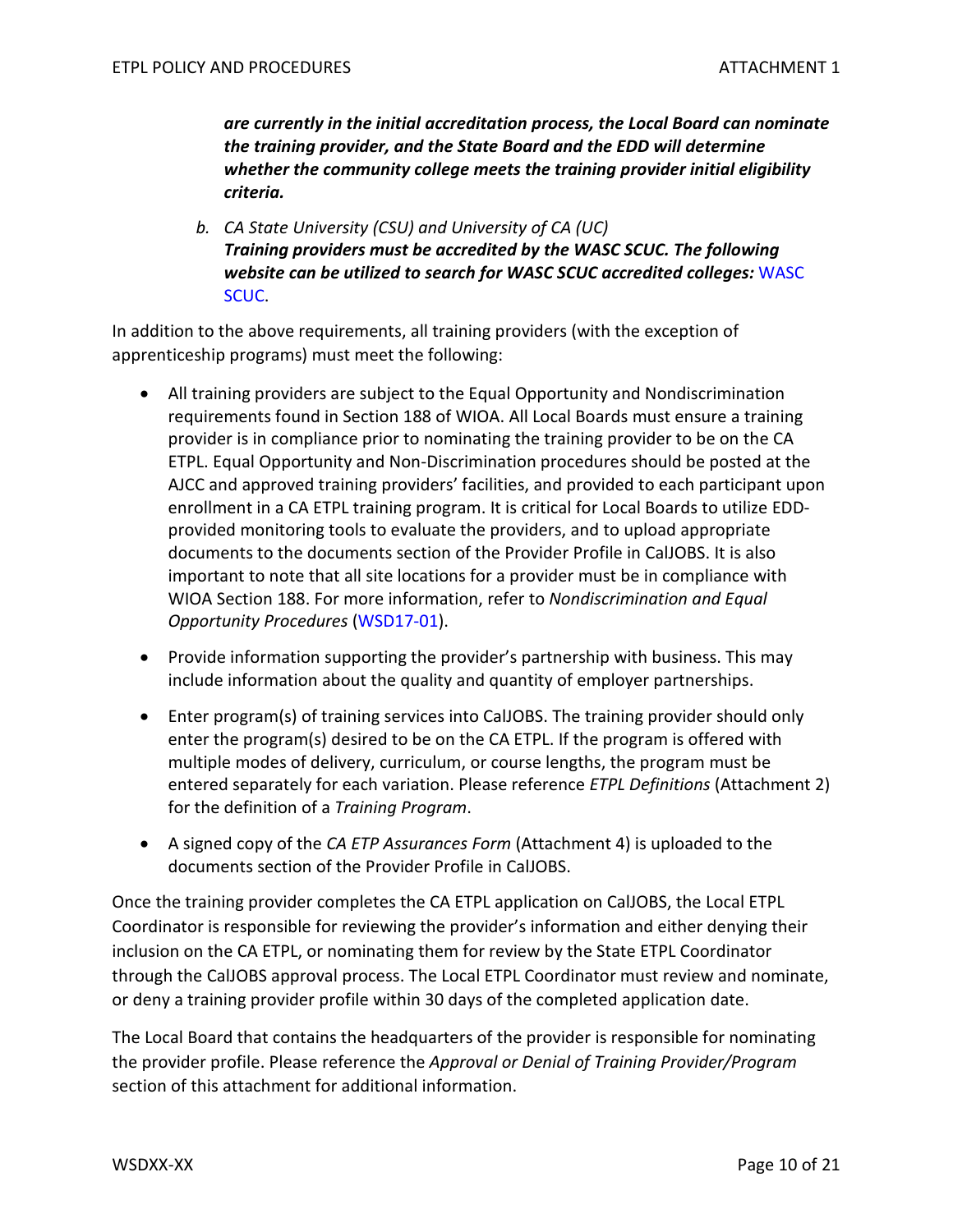***are currently in the initial accreditation process, the Local Board can nominate the training provider, and the State Board and the EDD will determine whether the community college meets the training provider initial eligibility criteria.***

b. *CA State University (CSU) and University of CA (UC)*
***Training providers must be accredited by the WASC SCUC. The following website can be utilized to search for WASC SCUC accredited colleges:*** WASC SCUC.

In addition to the above requirements, all training providers (with the exception of apprenticeship programs) must meet the following:

- All training providers are subject to the Equal Opportunity and Nondiscrimination requirements found in Section 188 of WIOA. All Local Boards must ensure a training provider is in compliance prior to nominating the training provider to be on the CA ETPL. Equal Opportunity and Non-Discrimination procedures should be posted at the AJCC and approved training providers' facilities, and provided to each participant upon enrollment in a CA ETPL training program. It is critical for Local Boards to utilize EDD-provided monitoring tools to evaluate the providers, and to upload appropriate documents to the documents section of the Provider Profile in CalJOBS. It is also important to note that all site locations for a provider must be in compliance with WIOA Section 188. For more information, refer to *Nondiscrimination and Equal Opportunity Procedures* (WSD17-01).

- Provide information supporting the provider's partnership with business. This may include information about the quality and quantity of employer partnerships.

- Enter program(s) of training services into CalJOBS. The training provider should only enter the program(s) desired to be on the CA ETPL. If the program is offered with multiple modes of delivery, curriculum, or course lengths, the program must be entered separately for each variation. Please reference *ETPL Definitions* (Attachment 2) for the definition of a *Training Program*.

- A signed copy of the *CA ETP Assurances Form* (Attachment 4) is uploaded to the documents section of the Provider Profile in CalJOBS.

Once the training provider completes the CA ETPL application on CalJOBS, the Local ETPL Coordinator is responsible for reviewing the provider's information and either denying their inclusion on the CA ETPL, or nominating them for review by the State ETPL Coordinator through the CalJOBS approval process. The Local ETPL Coordinator must review and nominate, or deny a training provider profile within 30 days of the completed application date.

The Local Board that contains the headquarters of the provider is responsible for nominating the provider profile. Please reference the *Approval or Denial of Training Provider/Program* section of this attachment for additional information.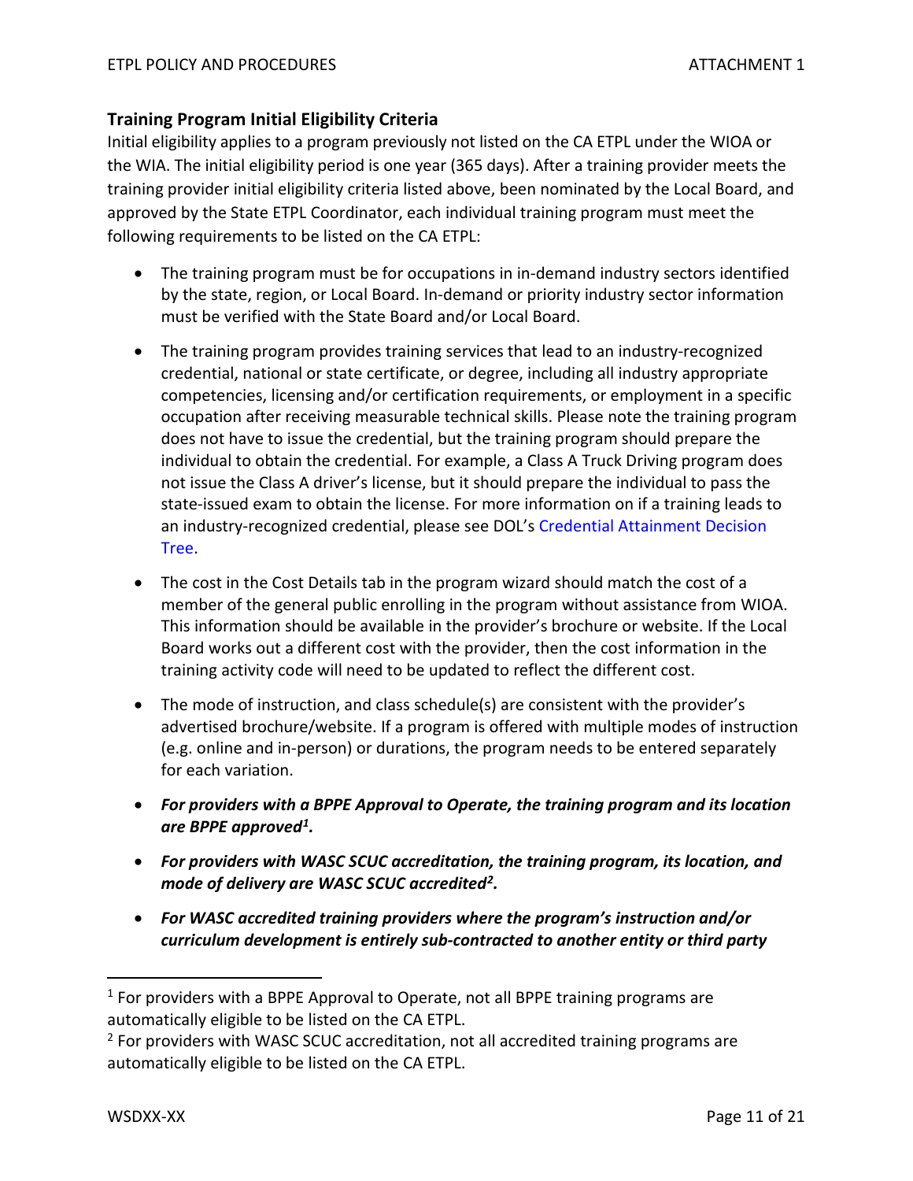### Training Program Initial Eligibility Criteria

Initial eligibility applies to a program previously not listed on the CA ETPL under the WIOA or the WIA. The initial eligibility period is one year (365 days). After a training provider meets the training provider initial eligibility criteria listed above, been nominated by the Local Board, and approved by the State ETPL Coordinator, each individual training program must meet the following requirements to be listed on the CA ETPL:

- The training program must be for occupations in in-demand industry sectors identified by the state, region, or Local Board. In-demand or priority industry sector information must be verified with the State Board and/or Local Board.
- The training program provides training services that lead to an industry-recognized credential, national or state certificate, or degree, including all industry appropriate competencies, licensing and/or certification requirements, or employment in a specific occupation after receiving measurable technical skills. Please note the training program does not have to issue the credential, but the training program should prepare the individual to obtain the credential. For example, a Class A Truck Driving program does not issue the Class A driver's license, but it should prepare the individual to pass the state-issued exam to obtain the license. For more information on if a training leads to an industry-recognized credential, please see DOL's Credential Attainment Decision Tree.
- The cost in the Cost Details tab in the program wizard should match the cost of a member of the general public enrolling in the program without assistance from WIOA. This information should be available in the provider's brochure or website. If the Local Board works out a different cost with the provider, then the cost information in the training activity code will need to be updated to reflect the different cost.
- The mode of instruction, and class schedule(s) are consistent with the provider's advertised brochure/website. If a program is offered with multiple modes of instruction (e.g. online and in-person) or durations, the program needs to be entered separately for each variation.
- ***For providers with a BPPE Approval to Operate, the training program and its location are BPPE approved[1].***
- ***For providers with WASC SCUC accreditation, the training program, its location, and mode of delivery are WASC SCUC accredited[2].***
- ***For WASC accredited training providers where the program's instruction and/or curriculum development is entirely sub-contracted to another entity or third party***

[1] For providers with a BPPE Approval to Operate, not all BPPE training programs are automatically eligible to be listed on the CA ETPL.

[2] For providers with WASC SCUC accreditation, not all accredited training programs are automatically eligible to be listed on the CA ETPL.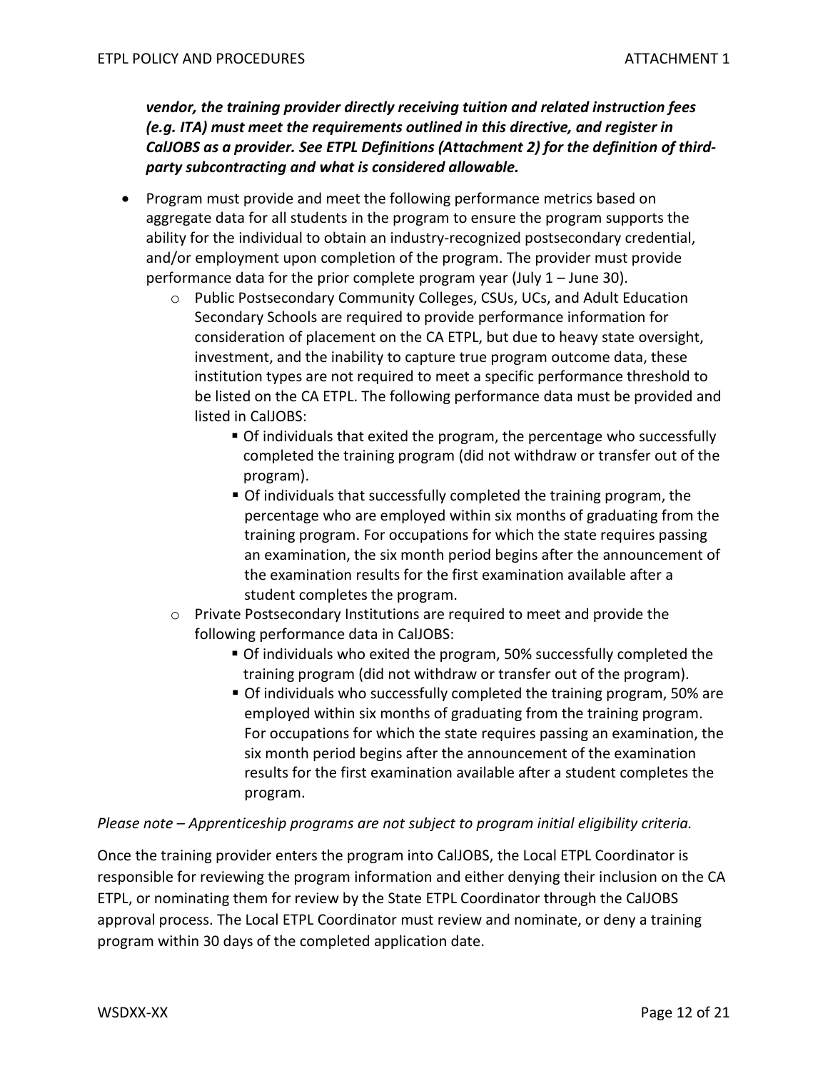***vendor, the training provider directly receiving tuition and related instruction fees (e.g. ITA) must meet the requirements outlined in this directive, and register in CalJOBS as a provider. See ETPL Definitions (Attachment 2) for the definition of third-party subcontracting and what is considered allowable.***

- Program must provide and meet the following performance metrics based on aggregate data for all students in the program to ensure the program supports the ability for the individual to obtain an industry-recognized postsecondary credential, and/or employment upon completion of the program. The provider must provide performance data for the prior complete program year (July 1 – June 30).
  - Public Postsecondary Community Colleges, CSUs, UCs, and Adult Education Secondary Schools are required to provide performance information for consideration of placement on the CA ETPL, but due to heavy state oversight, investment, and the inability to capture true program outcome data, these institution types are not required to meet a specific performance threshold to be listed on the CA ETPL. The following performance data must be provided and listed in CalJOBS:
    - Of individuals that exited the program, the percentage who successfully completed the training program (did not withdraw or transfer out of the program).
    - Of individuals that successfully completed the training program, the percentage who are employed within six months of graduating from the training program. For occupations for which the state requires passing an examination, the six month period begins after the announcement of the examination results for the first examination available after a student completes the program.
  - Private Postsecondary Institutions are required to meet and provide the following performance data in CalJOBS:
    - Of individuals who exited the program, 50% successfully completed the training program (did not withdraw or transfer out of the program).
    - Of individuals who successfully completed the training program, 50% are employed within six months of graduating from the training program. For occupations for which the state requires passing an examination, the six month period begins after the announcement of the examination results for the first examination available after a student completes the program.

*Please note – Apprenticeship programs are not subject to program initial eligibility criteria.*

Once the training provider enters the program into CalJOBS, the Local ETPL Coordinator is responsible for reviewing the program information and either denying their inclusion on the CA ETPL, or nominating them for review by the State ETPL Coordinator through the CalJOBS approval process. The Local ETPL Coordinator must review and nominate, or deny a training program within 30 days of the completed application date.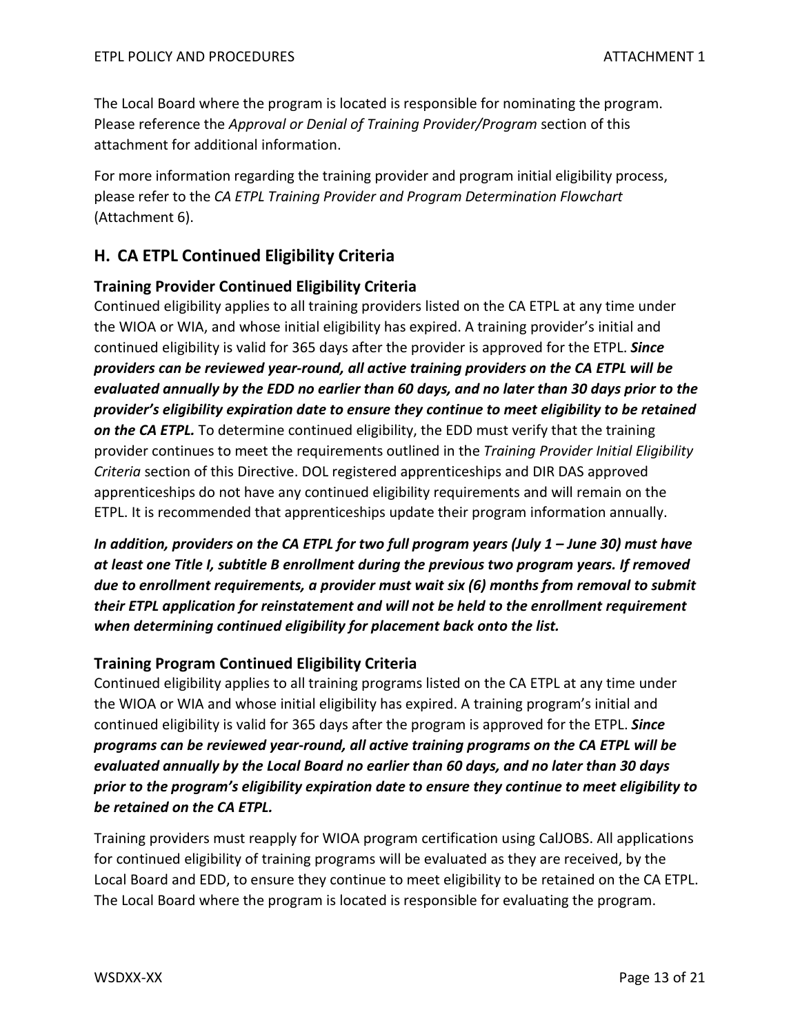The Local Board where the program is located is responsible for nominating the program. Please reference the *Approval or Denial of Training Provider/Program* section of this attachment for additional information.

For more information regarding the training provider and program initial eligibility process, please refer to the *CA ETPL Training Provider and Program Determination Flowchart* (Attachment 6).

## H. CA ETPL Continued Eligibility Criteria

### Training Provider Continued Eligibility Criteria

Continued eligibility applies to all training providers listed on the CA ETPL at any time under the WIOA or WIA, and whose initial eligibility has expired. A training provider's initial and continued eligibility is valid for 365 days after the provider is approved for the ETPL. ***Since providers can be reviewed year-round, all active training providers on the CA ETPL will be evaluated annually by the EDD no earlier than 60 days, and no later than 30 days prior to the provider's eligibility expiration date to ensure they continue to meet eligibility to be retained on the CA ETPL.*** To determine continued eligibility, the EDD must verify that the training provider continues to meet the requirements outlined in the *Training Provider Initial Eligibility Criteria* section of this Directive. DOL registered apprenticeships and DIR DAS approved apprenticeships do not have any continued eligibility requirements and will remain on the ETPL. It is recommended that apprenticeships update their program information annually.

***In addition, providers on the CA ETPL for two full program years (July 1 – June 30) must have at least one Title I, subtitle B enrollment during the previous two program years. If removed due to enrollment requirements, a provider must wait six (6) months from removal to submit their ETPL application for reinstatement and will not be held to the enrollment requirement when determining continued eligibility for placement back onto the list.***

### Training Program Continued Eligibility Criteria

Continued eligibility applies to all training programs listed on the CA ETPL at any time under the WIOA or WIA and whose initial eligibility has expired. A training program's initial and continued eligibility is valid for 365 days after the program is approved for the ETPL. ***Since programs can be reviewed year-round, all active training programs on the CA ETPL will be evaluated annually by the Local Board no earlier than 60 days, and no later than 30 days prior to the program's eligibility expiration date to ensure they continue to meet eligibility to be retained on the CA ETPL.***

Training providers must reapply for WIOA program certification using CalJOBS. All applications for continued eligibility of training programs will be evaluated as they are received, by the Local Board and EDD, to ensure they continue to meet eligibility to be retained on the CA ETPL. The Local Board where the program is located is responsible for evaluating the program.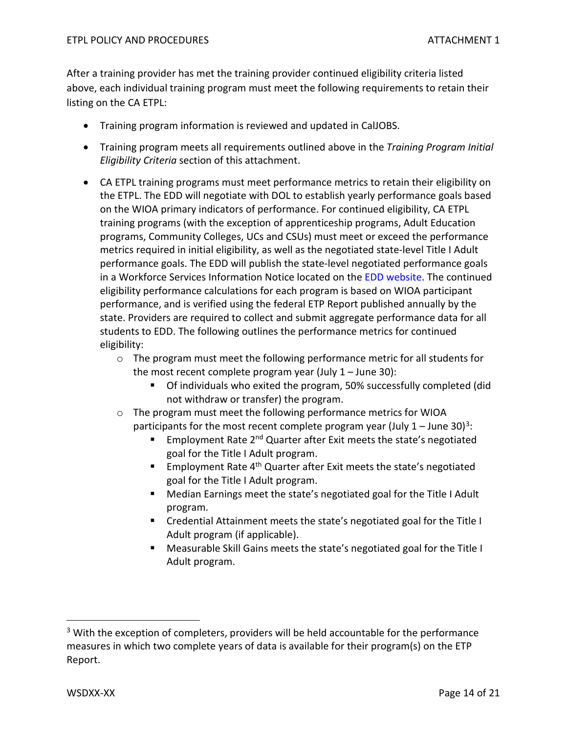After a training provider has met the training provider continued eligibility criteria listed above, each individual training program must meet the following requirements to retain their listing on the CA ETPL:

- Training program information is reviewed and updated in CalJOBS.
- Training program meets all requirements outlined above in the *Training Program Initial Eligibility Criteria* section of this attachment.
- CA ETPL training programs must meet performance metrics to retain their eligibility on the ETPL. The EDD will negotiate with DOL to establish yearly performance goals based on the WIOA primary indicators of performance. For continued eligibility, CA ETPL training programs (with the exception of apprenticeship programs, Adult Education programs, Community Colleges, UCs and CSUs) must meet or exceed the performance metrics required in initial eligibility, as well as the negotiated state-level Title I Adult performance goals. The EDD will publish the state-level negotiated performance goals in a Workforce Services Information Notice located on the EDD website. The continued eligibility performance calculations for each program is based on WIOA participant performance, and is verified using the federal ETP Report published annually by the state. Providers are required to collect and submit aggregate performance data for all students to EDD. The following outlines the performance metrics for continued eligibility:
    - The program must meet the following performance metric for all students for the most recent complete program year (July 1 – June 30):
        - Of individuals who exited the program, 50% successfully completed (did not withdraw or transfer) the program.
    - The program must meet the following performance metrics for WIOA participants for the most recent complete program year (July 1 – June 30)[3]:
        - Employment Rate 2nd Quarter after Exit meets the state's negotiated goal for the Title I Adult program.
        - Employment Rate 4th Quarter after Exit meets the state's negotiated goal for the Title I Adult program.
        - Median Earnings meet the state's negotiated goal for the Title I Adult program.
        - Credential Attainment meets the state's negotiated goal for the Title I Adult program (if applicable).
        - Measurable Skill Gains meets the state's negotiated goal for the Title I Adult program.

---

[3] With the exception of completers, providers will be held accountable for the performance measures in which two complete years of data is available for their program(s) on the ETP Report.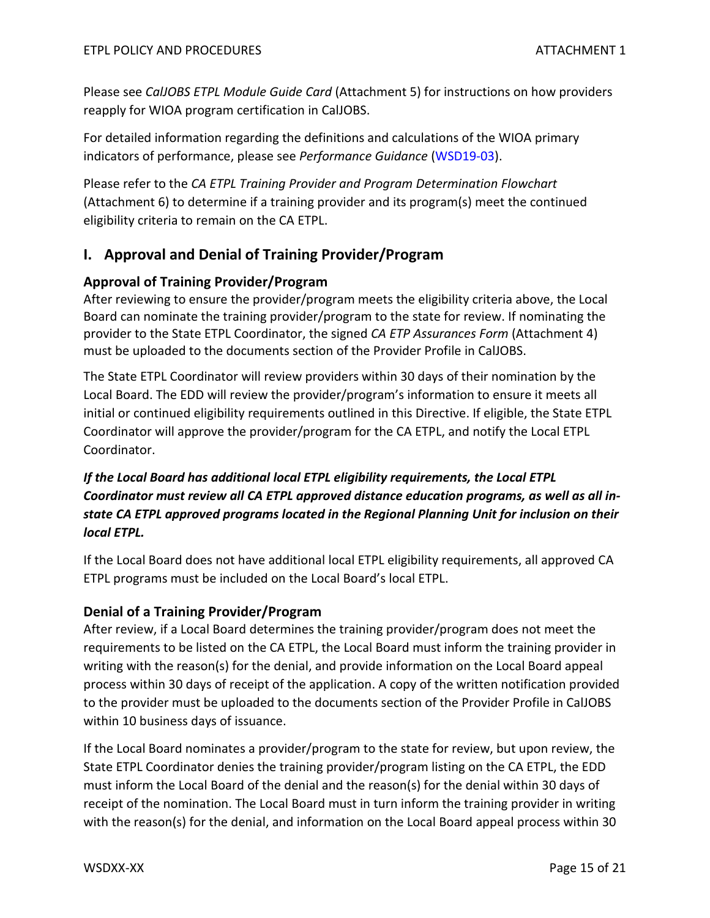Please see *CalJOBS ETPL Module Guide Card* (Attachment 5) for instructions on how providers reapply for WIOA program certification in CalJOBS.

For detailed information regarding the definitions and calculations of the WIOA primary indicators of performance, please see *Performance Guidance* (WSD19-03).

Please refer to the *CA ETPL Training Provider and Program Determination Flowchart* (Attachment 6) to determine if a training provider and its program(s) meet the continued eligibility criteria to remain on the CA ETPL.

## I. Approval and Denial of Training Provider/Program

### Approval of Training Provider/Program

After reviewing to ensure the provider/program meets the eligibility criteria above, the Local Board can nominate the training provider/program to the state for review. If nominating the provider to the State ETPL Coordinator, the signed *CA ETP Assurances Form* (Attachment 4) must be uploaded to the documents section of the Provider Profile in CalJOBS.

The State ETPL Coordinator will review providers within 30 days of their nomination by the Local Board. The EDD will review the provider/program's information to ensure it meets all initial or continued eligibility requirements outlined in this Directive. If eligible, the State ETPL Coordinator will approve the provider/program for the CA ETPL, and notify the Local ETPL Coordinator.

***If the Local Board has additional local ETPL eligibility requirements, the Local ETPL Coordinator must review all CA ETPL approved distance education programs, as well as all in-state CA ETPL approved programs located in the Regional Planning Unit for inclusion on their local ETPL.***

If the Local Board does not have additional local ETPL eligibility requirements, all approved CA ETPL programs must be included on the Local Board's local ETPL.

### Denial of a Training Provider/Program

After review, if a Local Board determines the training provider/program does not meet the requirements to be listed on the CA ETPL, the Local Board must inform the training provider in writing with the reason(s) for the denial, and provide information on the Local Board appeal process within 30 days of receipt of the application. A copy of the written notification provided to the provider must be uploaded to the documents section of the Provider Profile in CalJOBS within 10 business days of issuance.

If the Local Board nominates a provider/program to the state for review, but upon review, the State ETPL Coordinator denies the training provider/program listing on the CA ETPL, the EDD must inform the Local Board of the denial and the reason(s) for the denial within 30 days of receipt of the nomination. The Local Board must in turn inform the training provider in writing with the reason(s) for the denial, and information on the Local Board appeal process within 30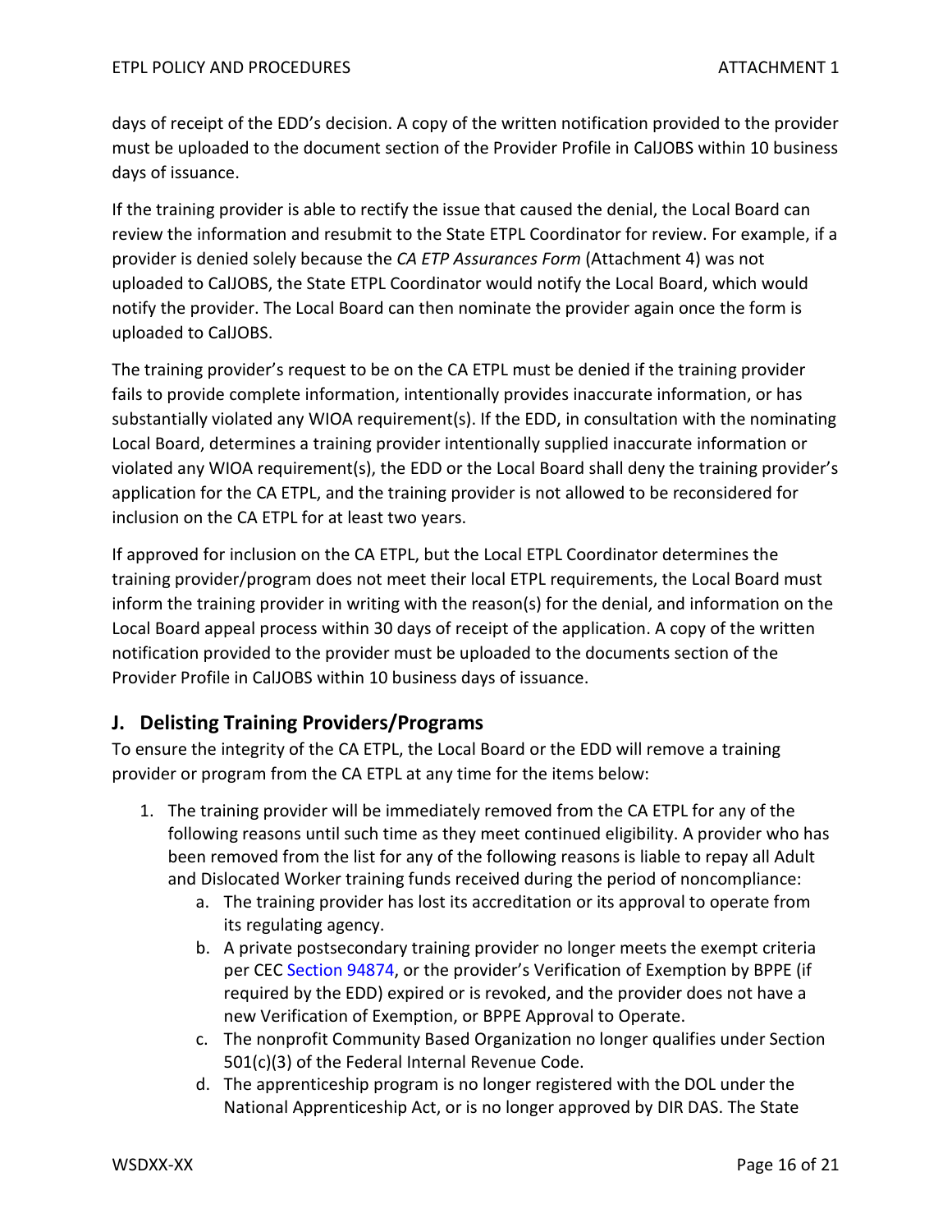days of receipt of the EDD's decision. A copy of the written notification provided to the provider must be uploaded to the document section of the Provider Profile in CalJOBS within 10 business days of issuance.

If the training provider is able to rectify the issue that caused the denial, the Local Board can review the information and resubmit to the State ETPL Coordinator for review. For example, if a provider is denied solely because the *CA ETP Assurances Form* (Attachment 4) was not uploaded to CalJOBS, the State ETPL Coordinator would notify the Local Board, which would notify the provider. The Local Board can then nominate the provider again once the form is uploaded to CalJOBS.

The training provider's request to be on the CA ETPL must be denied if the training provider fails to provide complete information, intentionally provides inaccurate information, or has substantially violated any WIOA requirement(s). If the EDD, in consultation with the nominating Local Board, determines a training provider intentionally supplied inaccurate information or violated any WIOA requirement(s), the EDD or the Local Board shall deny the training provider's application for the CA ETPL, and the training provider is not allowed to be reconsidered for inclusion on the CA ETPL for at least two years.

If approved for inclusion on the CA ETPL, but the Local ETPL Coordinator determines the training provider/program does not meet their local ETPL requirements, the Local Board must inform the training provider in writing with the reason(s) for the denial, and information on the Local Board appeal process within 30 days of receipt of the application. A copy of the written notification provided to the provider must be uploaded to the documents section of the Provider Profile in CalJOBS within 10 business days of issuance.

## J. Delisting Training Providers/Programs

To ensure the integrity of the CA ETPL, the Local Board or the EDD will remove a training provider or program from the CA ETPL at any time for the items below:

1. The training provider will be immediately removed from the CA ETPL for any of the following reasons until such time as they meet continued eligibility. A provider who has been removed from the list for any of the following reasons is liable to repay all Adult and Dislocated Worker training funds received during the period of noncompliance:
   a. The training provider has lost its accreditation or its approval to operate from its regulating agency.
   b. A private postsecondary training provider no longer meets the exempt criteria per CEC Section 94874, or the provider's Verification of Exemption by BPPE (if required by the EDD) expired or is revoked, and the provider does not have a new Verification of Exemption, or BPPE Approval to Operate.
   c. The nonprofit Community Based Organization no longer qualifies under Section 501(c)(3) of the Federal Internal Revenue Code.
   d. The apprenticeship program is no longer registered with the DOL under the National Apprenticeship Act, or is no longer approved by DIR DAS. The State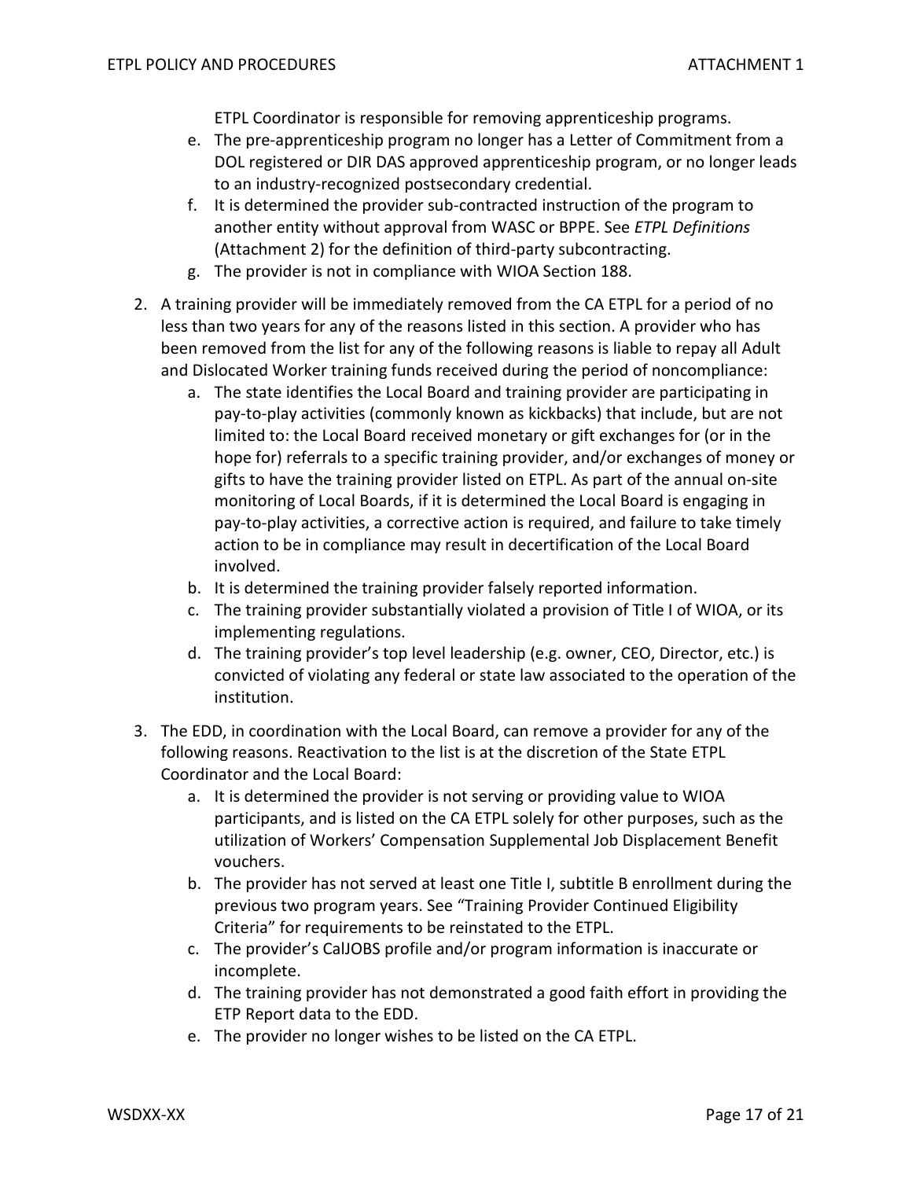ETPL Coordinator is responsible for removing apprenticeship programs.

   e. The pre-apprenticeship program no longer has a Letter of Commitment from a DOL registered or DIR DAS approved apprenticeship program, or no longer leads to an industry-recognized postsecondary credential.
   f. It is determined the provider sub-contracted instruction of the program to another entity without approval from WASC or BPPE. See *ETPL Definitions* (Attachment 2) for the definition of third-party subcontracting.
   g. The provider is not in compliance with WIOA Section 188.

2. A training provider will be immediately removed from the CA ETPL for a period of no less than two years for any of the reasons listed in this section. A provider who has been removed from the list for any of the following reasons is liable to repay all Adult and Dislocated Worker training funds received during the period of noncompliance:
   a. The state identifies the Local Board and training provider are participating in pay-to-play activities (commonly known as kickbacks) that include, but are not limited to: the Local Board received monetary or gift exchanges for (or in the hope for) referrals to a specific training provider, and/or exchanges of money or gifts to have the training provider listed on ETPL. As part of the annual on-site monitoring of Local Boards, if it is determined the Local Board is engaging in pay-to-play activities, a corrective action is required, and failure to take timely action to be in compliance may result in decertification of the Local Board involved.
   b. It is determined the training provider falsely reported information.
   c. The training provider substantially violated a provision of Title I of WIOA, or its implementing regulations.
   d. The training provider's top level leadership (e.g. owner, CEO, Director, etc.) is convicted of violating any federal or state law associated to the operation of the institution.

3. The EDD, in coordination with the Local Board, can remove a provider for any of the following reasons. Reactivation to the list is at the discretion of the State ETPL Coordinator and the Local Board:
   a. It is determined the provider is not serving or providing value to WIOA participants, and is listed on the CA ETPL solely for other purposes, such as the utilization of Workers' Compensation Supplemental Job Displacement Benefit vouchers.
   b. The provider has not served at least one Title I, subtitle B enrollment during the previous two program years. See "Training Provider Continued Eligibility Criteria" for requirements to be reinstated to the ETPL.
   c. The provider's CalJOBS profile and/or program information is inaccurate or incomplete.
   d. The training provider has not demonstrated a good faith effort in providing the ETP Report data to the EDD.
   e. The provider no longer wishes to be listed on the CA ETPL.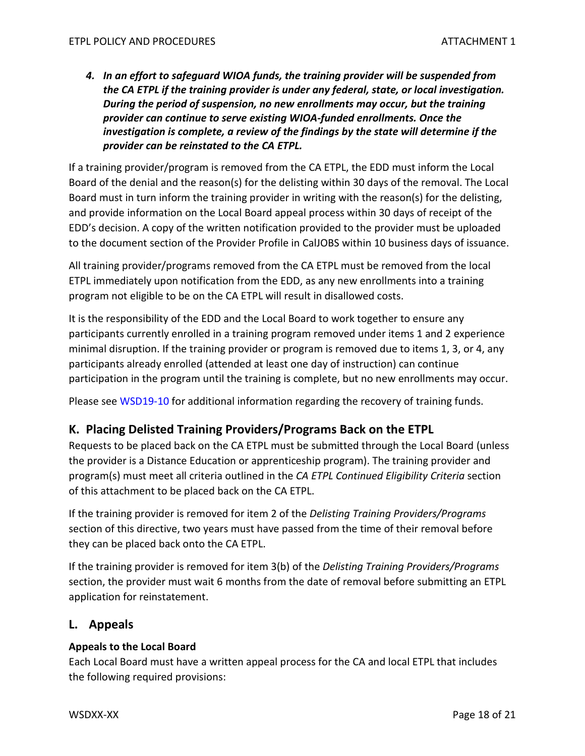4. ***In an effort to safeguard WIOA funds, the training provider will be suspended from the CA ETPL if the training provider is under any federal, state, or local investigation. During the period of suspension, no new enrollments may occur, but the training provider can continue to serve existing WIOA-funded enrollments. Once the investigation is complete, a review of the findings by the state will determine if the provider can be reinstated to the CA ETPL.***

If a training provider/program is removed from the CA ETPL, the EDD must inform the Local Board of the denial and the reason(s) for the delisting within 30 days of the removal. The Local Board must in turn inform the training provider in writing with the reason(s) for the delisting, and provide information on the Local Board appeal process within 30 days of receipt of the EDD's decision. A copy of the written notification provided to the provider must be uploaded to the document section of the Provider Profile in CalJOBS within 10 business days of issuance.

All training provider/programs removed from the CA ETPL must be removed from the local ETPL immediately upon notification from the EDD, as any new enrollments into a training program not eligible to be on the CA ETPL will result in disallowed costs.

It is the responsibility of the EDD and the Local Board to work together to ensure any participants currently enrolled in a training program removed under items 1 and 2 experience minimal disruption. If the training provider or program is removed due to items 1, 3, or 4, any participants already enrolled (attended at least one day of instruction) can continue participation in the program until the training is complete, but no new enrollments may occur.

Please see WSD19-10 for additional information regarding the recovery of training funds.

## K. Placing Delisted Training Providers/Programs Back on the ETPL

Requests to be placed back on the CA ETPL must be submitted through the Local Board (unless the provider is a Distance Education or apprenticeship program). The training provider and program(s) must meet all criteria outlined in the *CA ETPL Continued Eligibility Criteria* section of this attachment to be placed back on the CA ETPL.

If the training provider is removed for item 2 of the *Delisting Training Providers/Programs* section of this directive, two years must have passed from the time of their removal before they can be placed back onto the CA ETPL.

If the training provider is removed for item 3(b) of the *Delisting Training Providers/Programs* section, the provider must wait 6 months from the date of removal before submitting an ETPL application for reinstatement.

## L. Appeals

**Appeals to the Local Board**

Each Local Board must have a written appeal process for the CA and local ETPL that includes the following required provisions: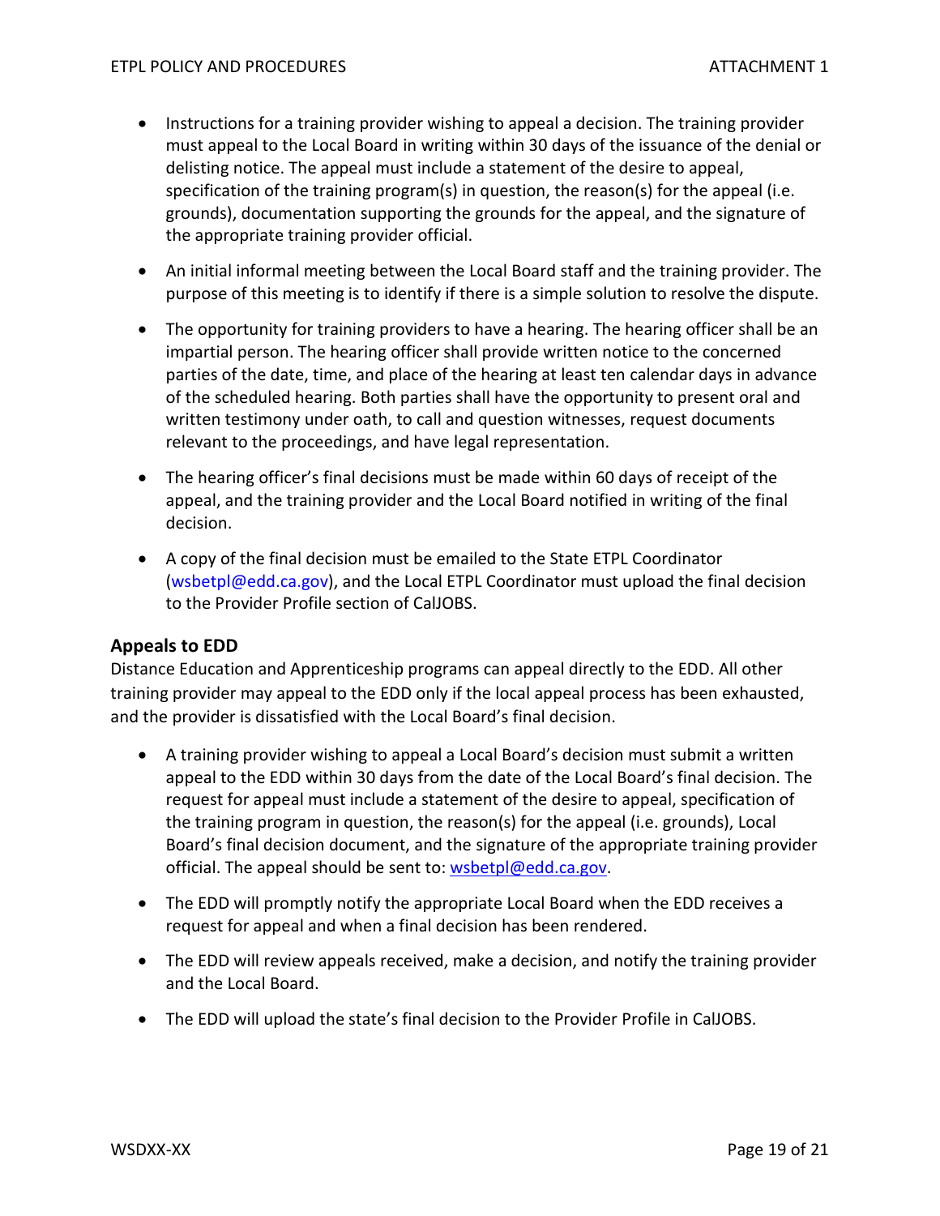- Instructions for a training provider wishing to appeal a decision. The training provider must appeal to the Local Board in writing within 30 days of the issuance of the denial or delisting notice. The appeal must include a statement of the desire to appeal, specification of the training program(s) in question, the reason(s) for the appeal (i.e. grounds), documentation supporting the grounds for the appeal, and the signature of the appropriate training provider official.
- An initial informal meeting between the Local Board staff and the training provider. The purpose of this meeting is to identify if there is a simple solution to resolve the dispute.
- The opportunity for training providers to have a hearing. The hearing officer shall be an impartial person. The hearing officer shall provide written notice to the concerned parties of the date, time, and place of the hearing at least ten calendar days in advance of the scheduled hearing. Both parties shall have the opportunity to present oral and written testimony under oath, to call and question witnesses, request documents relevant to the proceedings, and have legal representation.
- The hearing officer's final decisions must be made within 60 days of receipt of the appeal, and the training provider and the Local Board notified in writing of the final decision.
- A copy of the final decision must be emailed to the State ETPL Coordinator (wsbetpl@edd.ca.gov), and the Local ETPL Coordinator must upload the final decision to the Provider Profile section of CalJOBS.

### Appeals to EDD

Distance Education and Apprenticeship programs can appeal directly to the EDD. All other training provider may appeal to the EDD only if the local appeal process has been exhausted, and the provider is dissatisfied with the Local Board's final decision.

- A training provider wishing to appeal a Local Board's decision must submit a written appeal to the EDD within 30 days from the date of the Local Board's final decision. The request for appeal must include a statement of the desire to appeal, specification of the training program in question, the reason(s) for the appeal (i.e. grounds), Local Board's final decision document, and the signature of the appropriate training provider official. The appeal should be sent to: wsbetpl@edd.ca.gov.
- The EDD will promptly notify the appropriate Local Board when the EDD receives a request for appeal and when a final decision has been rendered.
- The EDD will review appeals received, make a decision, and notify the training provider and the Local Board.
- The EDD will upload the state's final decision to the Provider Profile in CalJOBS.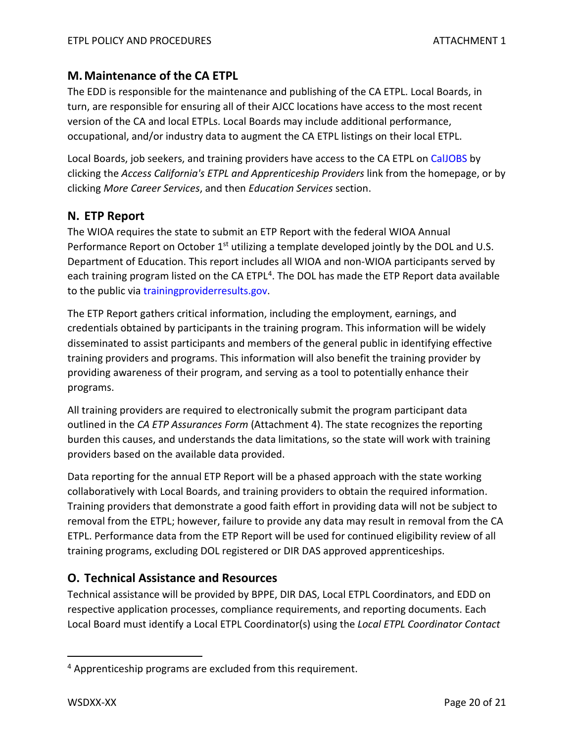## M. Maintenance of the CA ETPL

The EDD is responsible for the maintenance and publishing of the CA ETPL. Local Boards, in turn, are responsible for ensuring all of their AJCC locations have access to the most recent version of the CA and local ETPLs. Local Boards may include additional performance, occupational, and/or industry data to augment the CA ETPL listings on their local ETPL.

Local Boards, job seekers, and training providers have access to the CA ETPL on CalJOBS by clicking the *Access California's ETPL and Apprenticeship Providers* link from the homepage, or by clicking *More Career Services*, and then *Education Services* section.

## N. ETP Report

The WIOA requires the state to submit an ETP Report with the federal WIOA Annual Performance Report on October 1st utilizing a template developed jointly by the DOL and U.S. Department of Education. This report includes all WIOA and non-WIOA participants served by each training program listed on the CA ETPL[4]. The DOL has made the ETP Report data available to the public via trainingproviderresults.gov.

The ETP Report gathers critical information, including the employment, earnings, and credentials obtained by participants in the training program. This information will be widely disseminated to assist participants and members of the general public in identifying effective training providers and programs. This information will also benefit the training provider by providing awareness of their program, and serving as a tool to potentially enhance their programs.

All training providers are required to electronically submit the program participant data outlined in the *CA ETP Assurances Form* (Attachment 4). The state recognizes the reporting burden this causes, and understands the data limitations, so the state will work with training providers based on the available data provided.

Data reporting for the annual ETP Report will be a phased approach with the state working collaboratively with Local Boards, and training providers to obtain the required information. Training providers that demonstrate a good faith effort in providing data will not be subject to removal from the ETPL; however, failure to provide any data may result in removal from the CA ETPL. Performance data from the ETP Report will be used for continued eligibility review of all training programs, excluding DOL registered or DIR DAS approved apprenticeships.

## O. Technical Assistance and Resources

Technical assistance will be provided by BPPE, DIR DAS, Local ETPL Coordinators, and EDD on respective application processes, compliance requirements, and reporting documents. Each Local Board must identify a Local ETPL Coordinator(s) using the *Local ETPL Coordinator Contact*

---

[4] Apprenticeship programs are excluded from this requirement.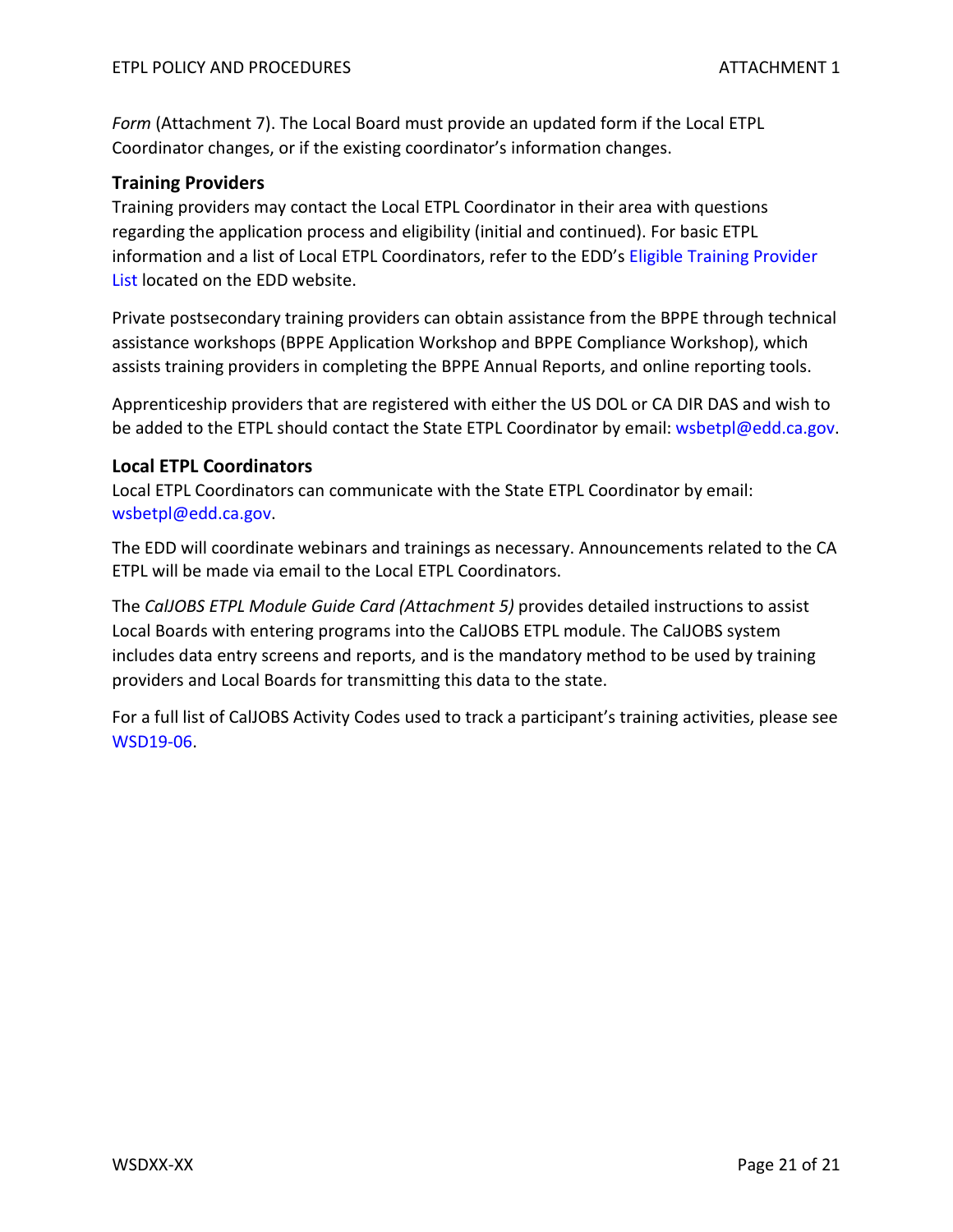*Form* (Attachment 7). The Local Board must provide an updated form if the Local ETPL Coordinator changes, or if the existing coordinator's information changes.

### Training Providers

Training providers may contact the Local ETPL Coordinator in their area with questions regarding the application process and eligibility (initial and continued). For basic ETPL information and a list of Local ETPL Coordinators, refer to the EDD's Eligible Training Provider List located on the EDD website.

Private postsecondary training providers can obtain assistance from the BPPE through technical assistance workshops (BPPE Application Workshop and BPPE Compliance Workshop), which assists training providers in completing the BPPE Annual Reports, and online reporting tools.

Apprenticeship providers that are registered with either the US DOL or CA DIR DAS and wish to be added to the ETPL should contact the State ETPL Coordinator by email: wsbetpl@edd.ca.gov.

### Local ETPL Coordinators

Local ETPL Coordinators can communicate with the State ETPL Coordinator by email: wsbetpl@edd.ca.gov.

The EDD will coordinate webinars and trainings as necessary. Announcements related to the CA ETPL will be made via email to the Local ETPL Coordinators.

The *CalJOBS ETPL Module Guide Card (Attachment 5)* provides detailed instructions to assist Local Boards with entering programs into the CalJOBS ETPL module. The CalJOBS system includes data entry screens and reports, and is the mandatory method to be used by training providers and Local Boards for transmitting this data to the state.

For a full list of CalJOBS Activity Codes used to track a participant's training activities, please see WSD19-06.